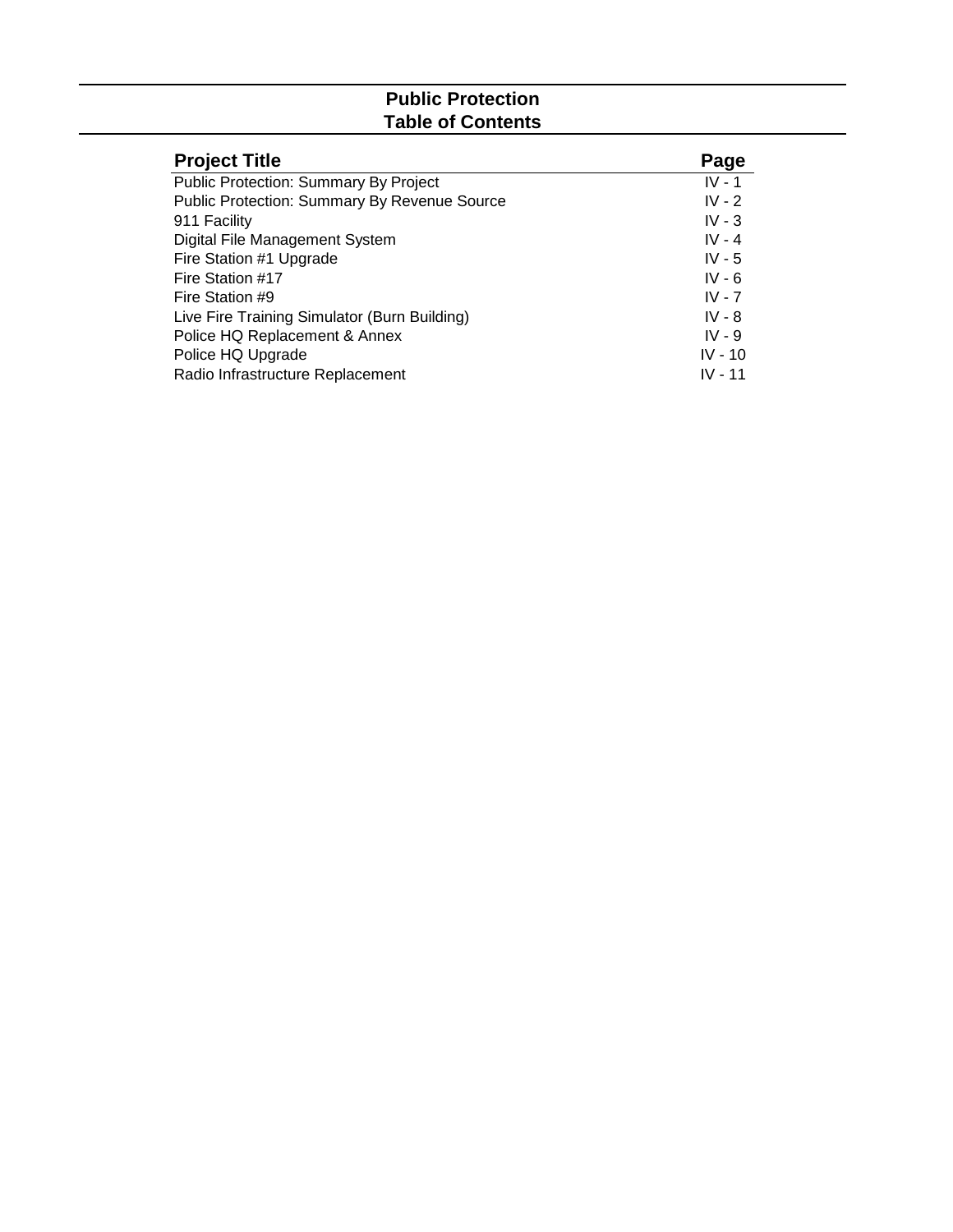# Public Protection
## Table of Contents

| Project Title | Page |
| --- | --- |
| Public Protection: Summary By Project | IV - 1 |
| Public Protection: Summary By Revenue Source | IV - 2 |
| 911 Facility | IV - 3 |
| Digital File Management System | IV - 4 |
| Fire Station #1 Upgrade | IV - 5 |
| Fire Station #17 | IV - 6 |
| Fire Station #9 | IV - 7 |
| Live Fire Training Simulator (Burn Building) | IV - 8 |
| Police HQ Replacement & Annex | IV - 9 |
| Police HQ Upgrade | IV - 10 |
| Radio Infrastructure Replacement | IV - 11 |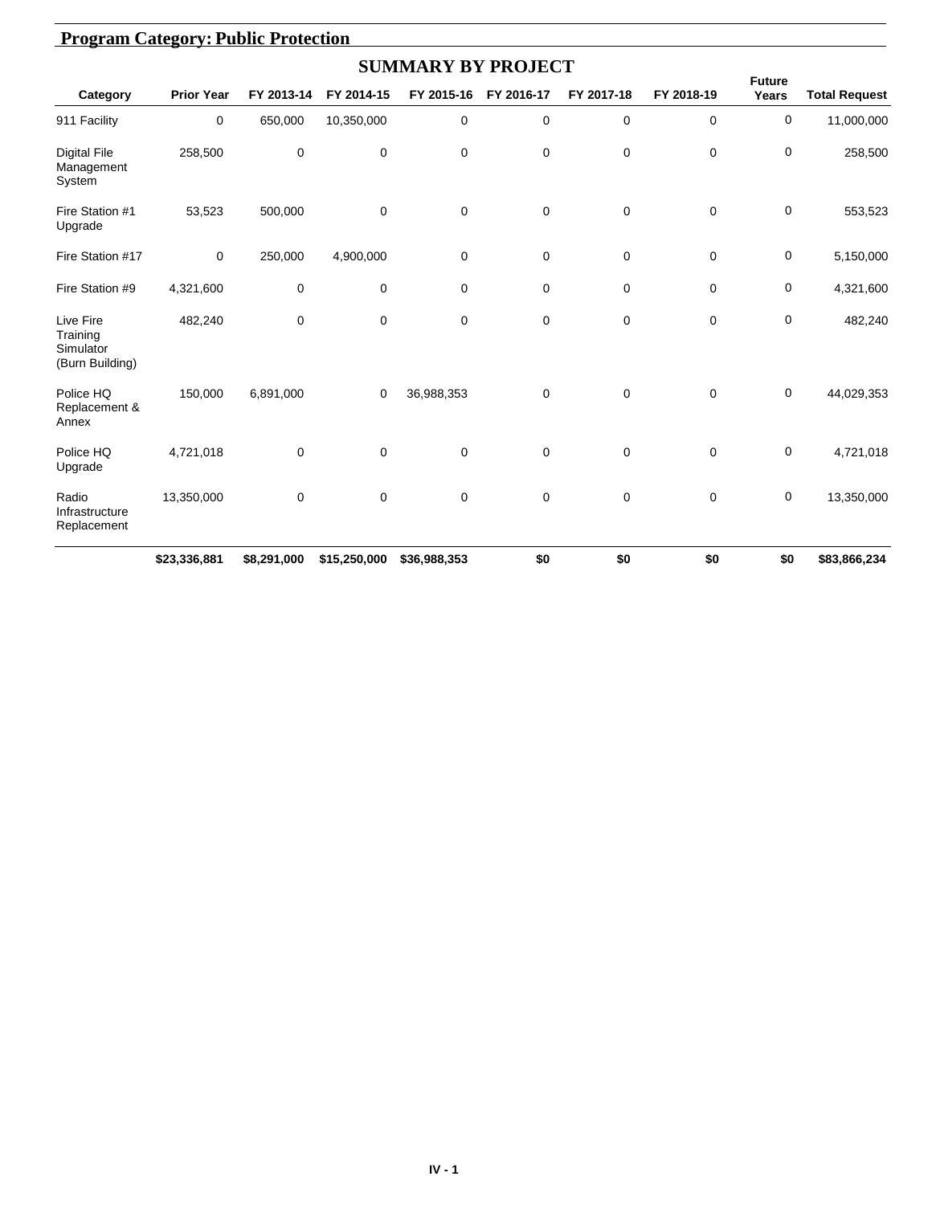## Program Category: Public Protection

### SUMMARY BY PROJECT

| Category | Prior Year | FY 2013-14 | FY 2014-15 | FY 2015-16 | FY 2016-17 | FY 2017-18 | FY 2018-19 | Future Years | Total Request |
|---|---|---|---|---|---|---|---|---|---|
| 911 Facility | 0 | 650,000 | 10,350,000 | 0 | 0 | 0 | 0 | 0 | 11,000,000 |
| Digital File Management System | 258,500 | 0 | 0 | 0 | 0 | 0 | 0 | 0 | 258,500 |
| Fire Station #1 Upgrade | 53,523 | 500,000 | 0 | 0 | 0 | 0 | 0 | 0 | 553,523 |
| Fire Station #17 | 0 | 250,000 | 4,900,000 | 0 | 0 | 0 | 0 | 0 | 5,150,000 |
| Fire Station #9 | 4,321,600 | 0 | 0 | 0 | 0 | 0 | 0 | 0 | 4,321,600 |
| Live Fire Training Simulator (Burn Building) | 482,240 | 0 | 0 | 0 | 0 | 0 | 0 | 0 | 482,240 |
| Police HQ Replacement & Annex | 150,000 | 6,891,000 | 0 | 36,988,353 | 0 | 0 | 0 | 0 | 44,029,353 |
| Police HQ Upgrade | 4,721,018 | 0 | 0 | 0 | 0 | 0 | 0 | 0 | 4,721,018 |
| Radio Infrastructure Replacement | 13,350,000 | 0 | 0 | 0 | 0 | 0 | 0 | 0 | 13,350,000 |
| | **$23,336,881** | **$8,291,000** | **$15,250,000** | **$36,988,353** | **$0** | **$0** | **$0** | **$0** | **$83,866,234** |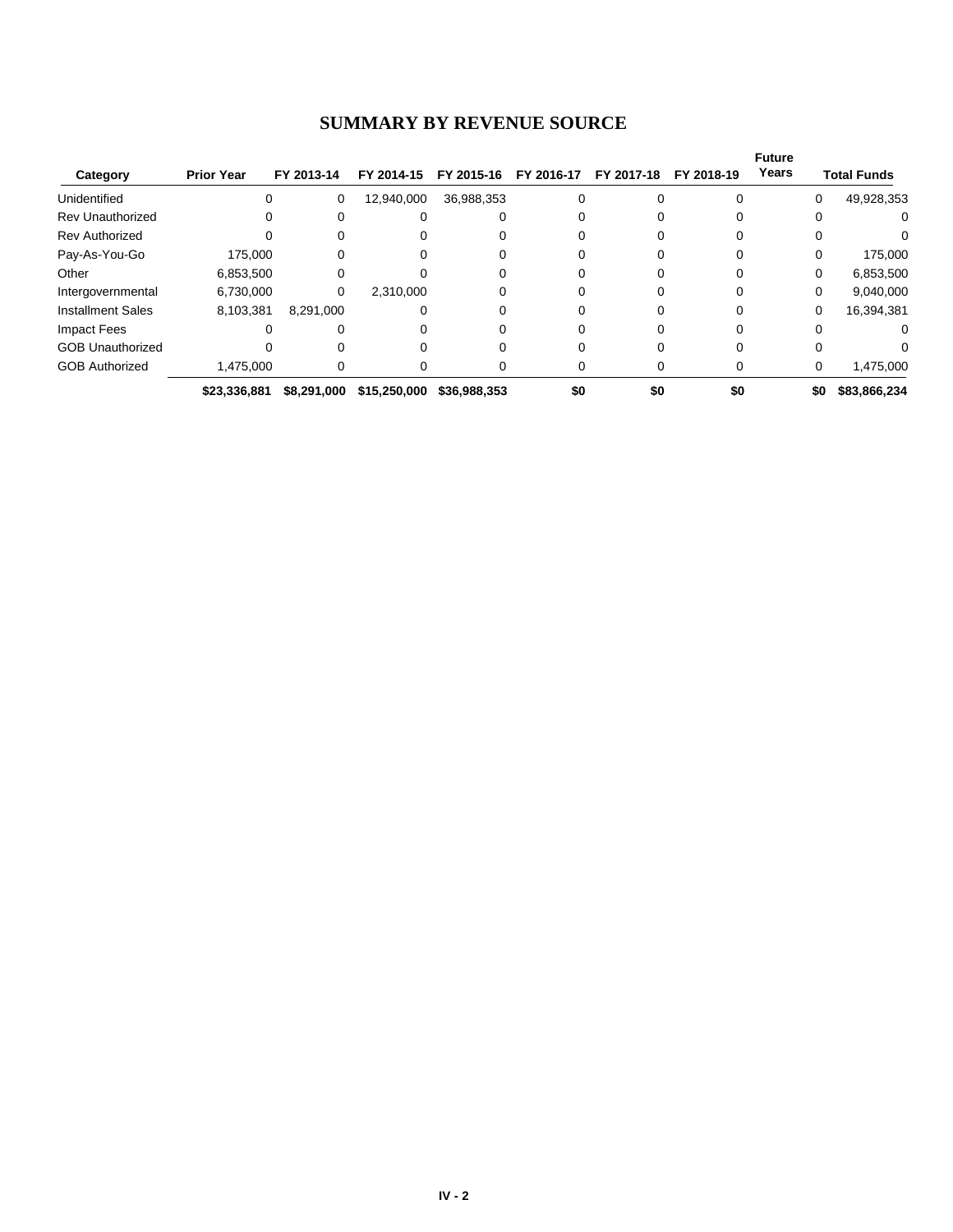# SUMMARY BY REVENUE SOURCE

| Category | Prior Year | FY 2013-14 | FY 2014-15 | FY 2015-16 | FY 2016-17 | FY 2017-18 | FY 2018-19 | Future Years | Total Funds |
|---|---|---|---|---|---|---|---|---|---|
| Unidentified | 0 | 0 | 12,940,000 | 36,988,353 | 0 | 0 | 0 | 0 | 49,928,353 |
| Rev Unauthorized | 0 | 0 | 0 | 0 | 0 | 0 | 0 | 0 | 0 |
| Rev Authorized | 0 | 0 | 0 | 0 | 0 | 0 | 0 | 0 | 0 |
| Pay-As-You-Go | 175,000 | 0 | 0 | 0 | 0 | 0 | 0 | 0 | 175,000 |
| Other | 6,853,500 | 0 | 0 | 0 | 0 | 0 | 0 | 0 | 6,853,500 |
| Intergovernmental | 6,730,000 | 0 | 2,310,000 | 0 | 0 | 0 | 0 | 0 | 9,040,000 |
| Installment Sales | 8,103,381 | 8,291,000 | 0 | 0 | 0 | 0 | 0 | 0 | 16,394,381 |
| Impact Fees | 0 | 0 | 0 | 0 | 0 | 0 | 0 | 0 | 0 |
| GOB Unauthorized | 0 | 0 | 0 | 0 | 0 | 0 | 0 | 0 | 0 |
| GOB Authorized | 1,475,000 | 0 | 0 | 0 | 0 | 0 | 0 | 0 | 1,475,000 |
| | **$23,336,881** | **$8,291,000** | **$15,250,000** | **$36,988,353** | **$0** | **$0** | **$0** | **$0** | **$83,866,234** |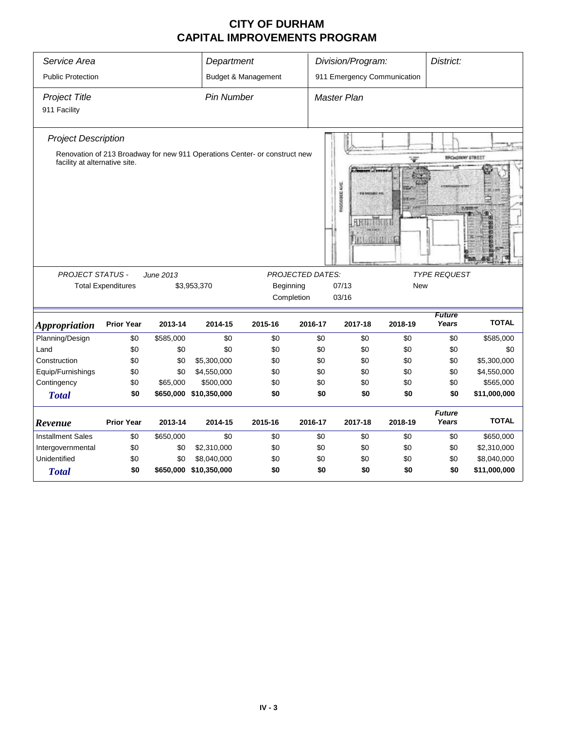# CITY OF DURHAM
# CAPITAL IMPROVEMENTS PROGRAM

| *Service Area* | *Department* | *Division/Program:* | *District:* |
|---|---|---|---|
| Public Protection | Budget & Management | 911 Emergency Communication | |

| *Project Title* | *Pin Number* | *Master Plan* |
|---|---|---|
| 911 Facility | | |

*Project Description*

Renovation of 213 Broadway for new 911 Operations Center- or construct new facility at alternative site.

| *PROJECT STATUS -* | *June 2013* | *PROJECTED DATES:* | | *TYPE REQUEST* |
|---|---|---|---|---|
| Total Expenditures | $3,953,370 | Beginning | 07/13 | New |
| | | Completion | 03/16 | |

| ***Appropriation*** | **Prior Year** | **2013-14** | **2014-15** | **2015-16** | **2016-17** | **2017-18** | **2018-19** | ***Future Years*** | **TOTAL** |
|---|---|---|---|---|---|---|---|---|---|
| Planning/Design | $0 | $585,000 | $0 | $0 | $0 | $0 | $0 | $0 | $585,000 |
| Land | $0 | $0 | $0 | $0 | $0 | $0 | $0 | $0 | $0 |
| Construction | $0 | $0 | $5,300,000 | $0 | $0 | $0 | $0 | $0 | $5,300,000 |
| Equip/Furnishings | $0 | $0 | $4,550,000 | $0 | $0 | $0 | $0 | $0 | $4,550,000 |
| Contingency | $0 | $65,000 | $500,000 | $0 | $0 | $0 | $0 | $0 | $565,000 |
| ***Total*** | **$0** | **$650,000** | **$10,350,000** | **$0** | **$0** | **$0** | **$0** | **$0** | **$11,000,000** |

| ***Revenue*** | **Prior Year** | **2013-14** | **2014-15** | **2015-16** | **2016-17** | **2017-18** | **2018-19** | ***Future Years*** | **TOTAL** |
|---|---|---|---|---|---|---|---|---|---|
| Installment Sales | $0 | $650,000 | $0 | $0 | $0 | $0 | $0 | $0 | $650,000 |
| Intergovernmental | $0 | $0 | $2,310,000 | $0 | $0 | $0 | $0 | $0 | $2,310,000 |
| Unidentified | $0 | $0 | $8,040,000 | $0 | $0 | $0 | $0 | $0 | $8,040,000 |
| ***Total*** | **$0** | **$650,000** | **$10,350,000** | **$0** | **$0** | **$0** | **$0** | **$0** | **$11,000,000** |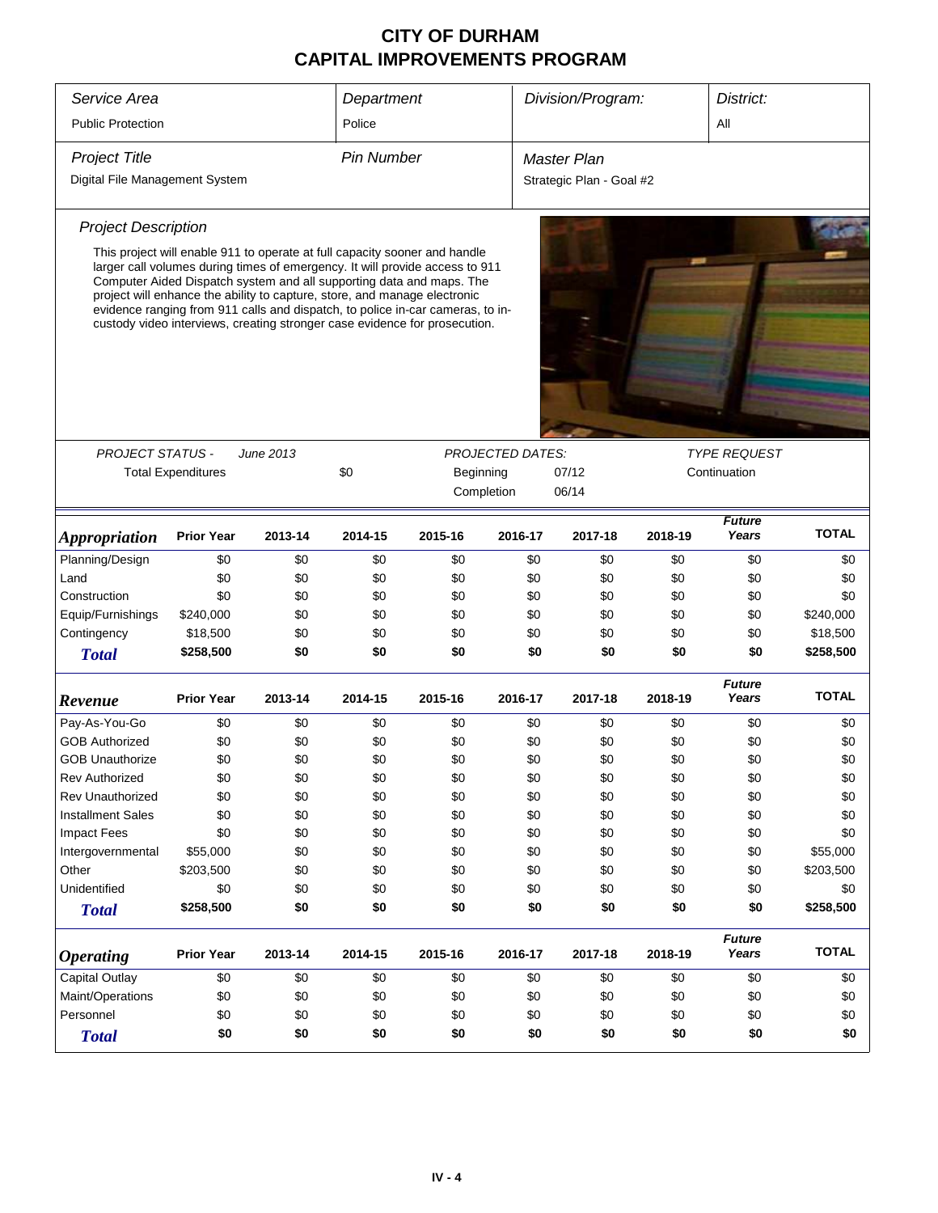# CITY OF DURHAM
# CAPITAL IMPROVEMENTS PROGRAM

| *Service Area* | *Department* | *Division/Program:* | *District:* |
|---|---|---|---|
| Public Protection | Police | | All |

| *Project Title* | *Pin Number* | *Master Plan* |
|---|---|---|
| Digital File Management System | | Strategic Plan - Goal #2 |

*Project Description*

This project will enable 911 to operate at full capacity sooner and handle larger call volumes during times of emergency. It will provide access to 911 Computer Aided Dispatch system and all supporting data and maps. The project will enhance the ability to capture, store, and manage electronic evidence ranging from 911 calls and dispatch, to police in-car cameras, to in-custody video interviews, creating stronger case evidence for prosecution.

| *PROJECT STATUS -* | *June 2013* | | *PROJECTED DATES:* | | *TYPE REQUEST* |
|---|---|---|---|---|---|
| Total Expenditures | | $0 | Beginning | 07/12 | Continuation |
| | | | Completion | 06/14 | |

| *Appropriation* | Prior Year | 2013-14 | 2014-15 | 2015-16 | 2016-17 | 2017-18 | 2018-19 | *Future Years* | TOTAL |
|---|---|---|---|---|---|---|---|---|---|
| Planning/Design | $0 | $0 | $0 | $0 | $0 | $0 | $0 | $0 | $0 |
| Land | $0 | $0 | $0 | $0 | $0 | $0 | $0 | $0 | $0 |
| Construction | $0 | $0 | $0 | $0 | $0 | $0 | $0 | $0 | $0 |
| Equip/Furnishings | $240,000 | $0 | $0 | $0 | $0 | $0 | $0 | $0 | $240,000 |
| Contingency | $18,500 | $0 | $0 | $0 | $0 | $0 | $0 | $0 | $18,500 |
| ***Total*** | **$258,500** | **$0** | **$0** | **$0** | **$0** | **$0** | **$0** | **$0** | **$258,500** |

| *Revenue* | Prior Year | 2013-14 | 2014-15 | 2015-16 | 2016-17 | 2017-18 | 2018-19 | *Future Years* | TOTAL |
|---|---|---|---|---|---|---|---|---|---|
| Pay-As-You-Go | $0 | $0 | $0 | $0 | $0 | $0 | $0 | $0 | $0 |
| GOB Authorized | $0 | $0 | $0 | $0 | $0 | $0 | $0 | $0 | $0 |
| GOB Unauthorize | $0 | $0 | $0 | $0 | $0 | $0 | $0 | $0 | $0 |
| Rev Authorized | $0 | $0 | $0 | $0 | $0 | $0 | $0 | $0 | $0 |
| Rev Unauthorized | $0 | $0 | $0 | $0 | $0 | $0 | $0 | $0 | $0 |
| Installment Sales | $0 | $0 | $0 | $0 | $0 | $0 | $0 | $0 | $0 |
| Impact Fees | $0 | $0 | $0 | $0 | $0 | $0 | $0 | $0 | $0 |
| Intergovernmental | $55,000 | $0 | $0 | $0 | $0 | $0 | $0 | $0 | $55,000 |
| Other | $203,500 | $0 | $0 | $0 | $0 | $0 | $0 | $0 | $203,500 |
| Unidentified | $0 | $0 | $0 | $0 | $0 | $0 | $0 | $0 | $0 |
| ***Total*** | **$258,500** | **$0** | **$0** | **$0** | **$0** | **$0** | **$0** | **$0** | **$258,500** |

| *Operating* | Prior Year | 2013-14 | 2014-15 | 2015-16 | 2016-17 | 2017-18 | 2018-19 | *Future Years* | TOTAL |
|---|---|---|---|---|---|---|---|---|---|
| Capital Outlay | $0 | $0 | $0 | $0 | $0 | $0 | $0 | $0 | $0 |
| Maint/Operations | $0 | $0 | $0 | $0 | $0 | $0 | $0 | $0 | $0 |
| Personnel | $0 | $0 | $0 | $0 | $0 | $0 | $0 | $0 | $0 |
| ***Total*** | **$0** | **$0** | **$0** | **$0** | **$0** | **$0** | **$0** | **$0** | **$0** |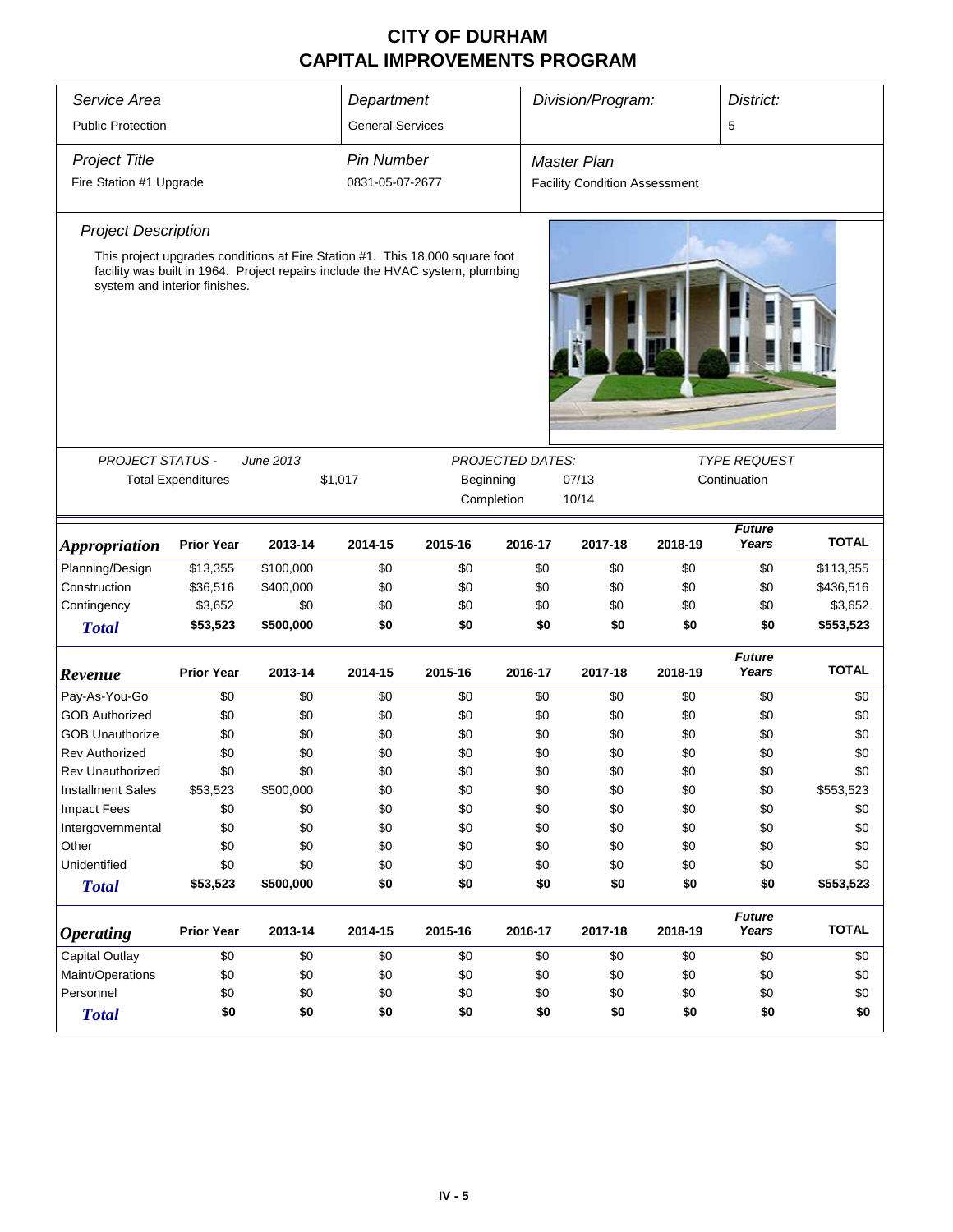# CITY OF DURHAM
## CAPITAL IMPROVEMENTS PROGRAM

| Service Area | Department | Division/Program: | District: |
|---|---|---|---|
| Public Protection | General Services | | 5 |

| Project Title | Pin Number | Master Plan |
|---|---|---|
| Fire Station #1 Upgrade | 0831-05-07-2677 | Facility Condition Assessment |

*Project Description*

This project upgrades conditions at Fire Station #1. This 18,000 square foot facility was built in 1964. Project repairs include the HVAC system, plumbing system and interior finishes.

| PROJECT STATUS - June 2013 | | PROJECTED DATES: | | TYPE REQUEST |
|---|---|---|---|---|
| Total Expenditures | $1,017 | Beginning | 07/13 | Continuation |
| | | Completion | 10/14 | |

| Appropriation | Prior Year | 2013-14 | 2014-15 | 2015-16 | 2016-17 | 2017-18 | 2018-19 | Future Years | TOTAL |
|---|---|---|---|---|---|---|---|---|---|
| Planning/Design | $13,355 | $100,000 | $0 | $0 | $0 | $0 | $0 | $0 | $113,355 |
| Construction | $36,516 | $400,000 | $0 | $0 | $0 | $0 | $0 | $0 | $436,516 |
| Contingency | $3,652 | $0 | $0 | $0 | $0 | $0 | $0 | $0 | $3,652 |
| **Total** | **$53,523** | **$500,000** | **$0** | **$0** | **$0** | **$0** | **$0** | **$0** | **$553,523** |

| Revenue | Prior Year | 2013-14 | 2014-15 | 2015-16 | 2016-17 | 2017-18 | 2018-19 | Future Years | TOTAL |
|---|---|---|---|---|---|---|---|---|---|
| Pay-As-You-Go | $0 | $0 | $0 | $0 | $0 | $0 | $0 | $0 | $0 |
| GOB Authorized | $0 | $0 | $0 | $0 | $0 | $0 | $0 | $0 | $0 |
| GOB Unauthorize | $0 | $0 | $0 | $0 | $0 | $0 | $0 | $0 | $0 |
| Rev Authorized | $0 | $0 | $0 | $0 | $0 | $0 | $0 | $0 | $0 |
| Rev Unauthorized | $0 | $0 | $0 | $0 | $0 | $0 | $0 | $0 | $0 |
| Installment Sales | $53,523 | $500,000 | $0 | $0 | $0 | $0 | $0 | $0 | $553,523 |
| Impact Fees | $0 | $0 | $0 | $0 | $0 | $0 | $0 | $0 | $0 |
| Intergovernmental | $0 | $0 | $0 | $0 | $0 | $0 | $0 | $0 | $0 |
| Other | $0 | $0 | $0 | $0 | $0 | $0 | $0 | $0 | $0 |
| Unidentified | $0 | $0 | $0 | $0 | $0 | $0 | $0 | $0 | $0 |
| **Total** | **$53,523** | **$500,000** | **$0** | **$0** | **$0** | **$0** | **$0** | **$0** | **$553,523** |

| Operating | Prior Year | 2013-14 | 2014-15 | 2015-16 | 2016-17 | 2017-18 | 2018-19 | Future Years | TOTAL |
|---|---|---|---|---|---|---|---|---|---|
| Capital Outlay | $0 | $0 | $0 | $0 | $0 | $0 | $0 | $0 | $0 |
| Maint/Operations | $0 | $0 | $0 | $0 | $0 | $0 | $0 | $0 | $0 |
| Personnel | $0 | $0 | $0 | $0 | $0 | $0 | $0 | $0 | $0 |
| **Total** | **$0** | **$0** | **$0** | **$0** | **$0** | **$0** | **$0** | **$0** | **$0** |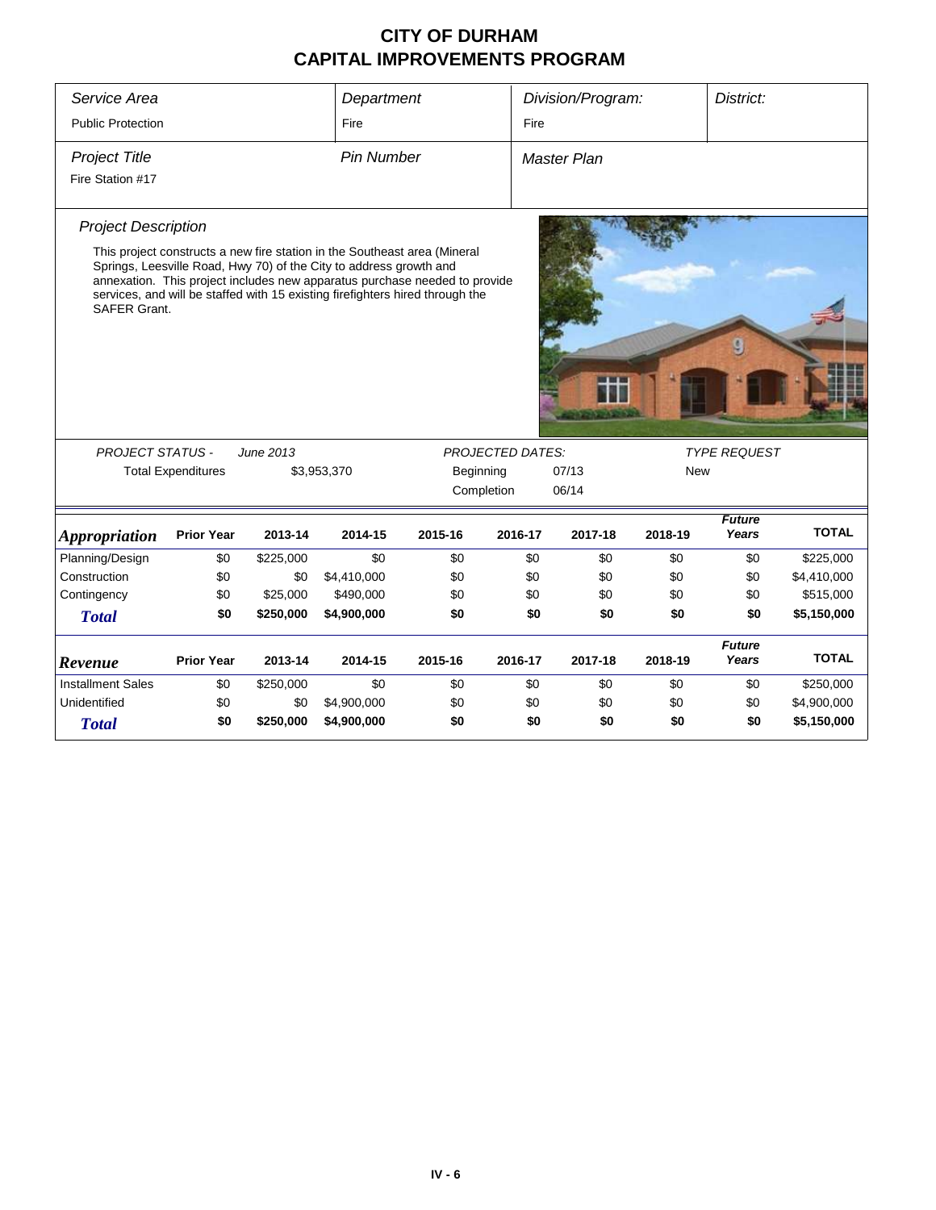# CITY OF DURHAM
# CAPITAL IMPROVEMENTS PROGRAM

| Service Area | Department | Division/Program: | District: |
|---|---|---|---|
| Public Protection | Fire | Fire | |

| Project Title | Pin Number | Master Plan |
|---|---|---|
| Fire Station #17 | | |

*Project Description*

This project constructs a new fire station in the Southeast area (Mineral Springs, Leesville Road, Hwy 70) of the City to address growth and annexation. This project includes new apparatus purchase needed to provide services, and will be staffed with 15 existing firefighters hired through the SAFER Grant.

| PROJECT STATUS - | June 2013 | PROJECTED DATES: | | TYPE REQUEST |
|---|---|---|---|---|
| Total Expenditures | $3,953,370 | Beginning | 07/13 | New |
| | | Completion | 06/14 | |

| *Appropriation* | Prior Year | 2013-14 | 2014-15 | 2015-16 | 2016-17 | 2017-18 | 2018-19 | *Future Years* | TOTAL |
|---|---|---|---|---|---|---|---|---|---|
| Planning/Design | $0 | $225,000 | $0 | $0 | $0 | $0 | $0 | $0 | $225,000 |
| Construction | $0 | $0 | $4,410,000 | $0 | $0 | $0 | $0 | $0 | $4,410,000 |
| Contingency | $0 | $25,000 | $490,000 | $0 | $0 | $0 | $0 | $0 | $515,000 |
| ***Total*** | **$0** | **$250,000** | **$4,900,000** | **$0** | **$0** | **$0** | **$0** | **$0** | **$5,150,000** |

| *Revenue* | Prior Year | 2013-14 | 2014-15 | 2015-16 | 2016-17 | 2017-18 | 2018-19 | *Future Years* | TOTAL |
|---|---|---|---|---|---|---|---|---|---|
| Installment Sales | $0 | $250,000 | $0 | $0 | $0 | $0 | $0 | $0 | $250,000 |
| Unidentified | $0 | $0 | $4,900,000 | $0 | $0 | $0 | $0 | $0 | $4,900,000 |
| ***Total*** | **$0** | **$250,000** | **$4,900,000** | **$0** | **$0** | **$0** | **$0** | **$0** | **$5,150,000** |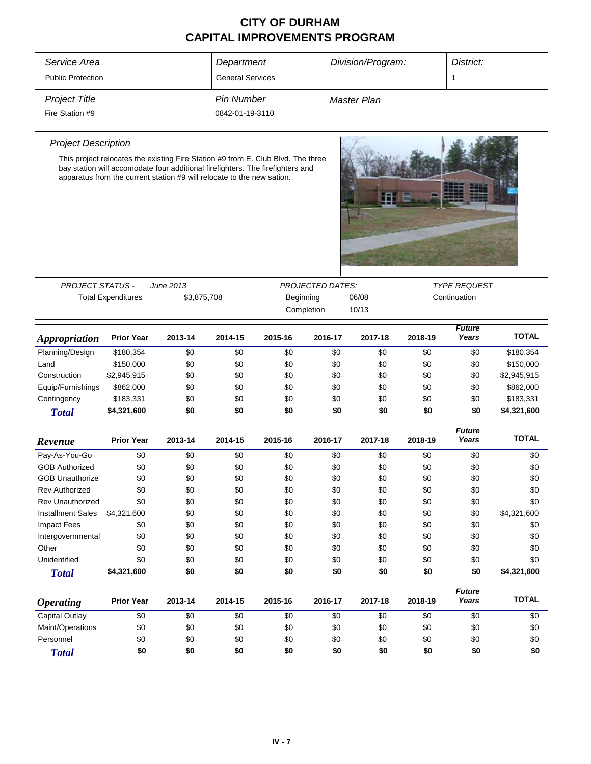# CITY OF DURHAM
# CAPITAL IMPROVEMENTS PROGRAM

| Service Area | Department | Division/Program: | District: |
|---|---|---|---|
| Public Protection | General Services | | 1 |

| Project Title | Pin Number | Master Plan |
|---|---|---|
| Fire Station #9 | 0842-01-19-3110 | |

*Project Description*

This project relocates the existing Fire Station #9 from E. Club Blvd. The three bay station will accomodate four additional firefighters. The firefighters and apparatus from the current station #9 will relocate to the new sation.

| PROJECT STATUS - | June 2013 | PROJECTED DATES: | | TYPE REQUEST |
|---|---|---|---|---|
| Total Expenditures | $3,875,708 | Beginning | 06/08 | Continuation |
| | | Completion | 10/13 | |

| *Appropriation* | Prior Year | 2013-14 | 2014-15 | 2015-16 | 2016-17 | 2017-18 | 2018-19 | Future Years | TOTAL |
|---|---|---|---|---|---|---|---|---|---|
| Planning/Design | $180,354 | $0 | $0 | $0 | $0 | $0 | $0 | $0 | $180,354 |
| Land | $150,000 | $0 | $0 | $0 | $0 | $0 | $0 | $0 | $150,000 |
| Construction | $2,945,915 | $0 | $0 | $0 | $0 | $0 | $0 | $0 | $2,945,915 |
| Equip/Furnishings | $862,000 | $0 | $0 | $0 | $0 | $0 | $0 | $0 | $862,000 |
| Contingency | $183,331 | $0 | $0 | $0 | $0 | $0 | $0 | $0 | $183,331 |
| **Total** | **$4,321,600** | **$0** | **$0** | **$0** | **$0** | **$0** | **$0** | **$0** | **$4,321,600** |

| *Revenue* | Prior Year | 2013-14 | 2014-15 | 2015-16 | 2016-17 | 2017-18 | 2018-19 | Future Years | TOTAL |
|---|---|---|---|---|---|---|---|---|---|
| Pay-As-You-Go | $0 | $0 | $0 | $0 | $0 | $0 | $0 | $0 | $0 |
| GOB Authorized | $0 | $0 | $0 | $0 | $0 | $0 | $0 | $0 | $0 |
| GOB Unauthorize | $0 | $0 | $0 | $0 | $0 | $0 | $0 | $0 | $0 |
| Rev Authorized | $0 | $0 | $0 | $0 | $0 | $0 | $0 | $0 | $0 |
| Rev Unauthorized | $0 | $0 | $0 | $0 | $0 | $0 | $0 | $0 | $0 |
| Installment Sales | $4,321,600 | $0 | $0 | $0 | $0 | $0 | $0 | $0 | $4,321,600 |
| Impact Fees | $0 | $0 | $0 | $0 | $0 | $0 | $0 | $0 | $0 |
| Intergovernmental | $0 | $0 | $0 | $0 | $0 | $0 | $0 | $0 | $0 |
| Other | $0 | $0 | $0 | $0 | $0 | $0 | $0 | $0 | $0 |
| Unidentified | $0 | $0 | $0 | $0 | $0 | $0 | $0 | $0 | $0 |
| **Total** | **$4,321,600** | **$0** | **$0** | **$0** | **$0** | **$0** | **$0** | **$0** | **$4,321,600** |

| *Operating* | Prior Year | 2013-14 | 2014-15 | 2015-16 | 2016-17 | 2017-18 | 2018-19 | Future Years | TOTAL |
|---|---|---|---|---|---|---|---|---|---|
| Capital Outlay | $0 | $0 | $0 | $0 | $0 | $0 | $0 | $0 | $0 |
| Maint/Operations | $0 | $0 | $0 | $0 | $0 | $0 | $0 | $0 | $0 |
| Personnel | $0 | $0 | $0 | $0 | $0 | $0 | $0 | $0 | $0 |
| **Total** | **$0** | **$0** | **$0** | **$0** | **$0** | **$0** | **$0** | **$0** | **$0** |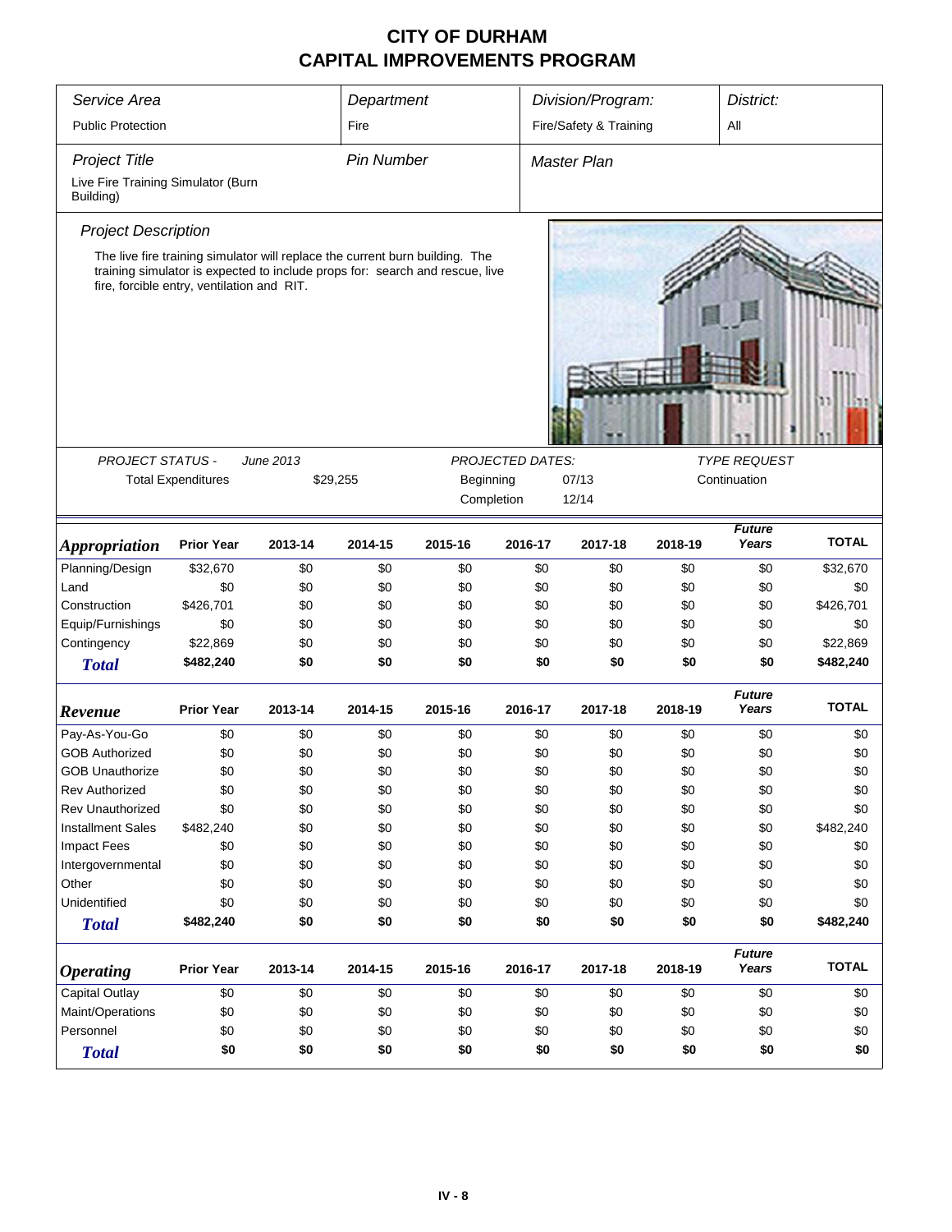# CITY OF DURHAM
# CAPITAL IMPROVEMENTS PROGRAM

| *Service Area* | *Department* | *Division/Program:* | *District:* |
|---|---|---|---|
| Public Protection | Fire | Fire/Safety & Training | All |

| *Project Title* | *Pin Number* | *Master Plan* |
|---|---|---|
| Live Fire Training Simulator (Burn Building) | | |

*Project Description*

The live fire training simulator will replace the current burn building. The training simulator is expected to include props for: search and rescue, live fire, forcible entry, ventilation and RIT.

| *PROJECT STATUS -* | *June 2013* | *PROJECTED DATES:* | | *TYPE REQUEST* |
|---|---|---|---|---|
| Total Expenditures | $29,255 | Beginning | 07/13 | Continuation |
| | | Completion | 12/14 | |

| ***Appropriation*** | **Prior Year** | **2013-14** | **2014-15** | **2015-16** | **2016-17** | **2017-18** | **2018-19** | ***Future Years*** | **TOTAL** |
|---|---|---|---|---|---|---|---|---|---|
| Planning/Design | $32,670 | $0 | $0 | $0 | $0 | $0 | $0 | $0 | $32,670 |
| Land | $0 | $0 | $0 | $0 | $0 | $0 | $0 | $0 | $0 |
| Construction | $426,701 | $0 | $0 | $0 | $0 | $0 | $0 | $0 | $426,701 |
| Equip/Furnishings | $0 | $0 | $0 | $0 | $0 | $0 | $0 | $0 | $0 |
| Contingency | $22,869 | $0 | $0 | $0 | $0 | $0 | $0 | $0 | $22,869 |
| ***Total*** | **$482,240** | **$0** | **$0** | **$0** | **$0** | **$0** | **$0** | **$0** | **$482,240** |

| ***Revenue*** | **Prior Year** | **2013-14** | **2014-15** | **2015-16** | **2016-17** | **2017-18** | **2018-19** | ***Future Years*** | **TOTAL** |
|---|---|---|---|---|---|---|---|---|---|
| Pay-As-You-Go | $0 | $0 | $0 | $0 | $0 | $0 | $0 | $0 | $0 |
| GOB Authorized | $0 | $0 | $0 | $0 | $0 | $0 | $0 | $0 | $0 |
| GOB Unauthorize | $0 | $0 | $0 | $0 | $0 | $0 | $0 | $0 | $0 |
| Rev Authorized | $0 | $0 | $0 | $0 | $0 | $0 | $0 | $0 | $0 |
| Rev Unauthorized | $0 | $0 | $0 | $0 | $0 | $0 | $0 | $0 | $0 |
| Installment Sales | $482,240 | $0 | $0 | $0 | $0 | $0 | $0 | $0 | $482,240 |
| Impact Fees | $0 | $0 | $0 | $0 | $0 | $0 | $0 | $0 | $0 |
| Intergovernmental | $0 | $0 | $0 | $0 | $0 | $0 | $0 | $0 | $0 |
| Other | $0 | $0 | $0 | $0 | $0 | $0 | $0 | $0 | $0 |
| Unidentified | $0 | $0 | $0 | $0 | $0 | $0 | $0 | $0 | $0 |
| ***Total*** | **$482,240** | **$0** | **$0** | **$0** | **$0** | **$0** | **$0** | **$0** | **$482,240** |

| ***Operating*** | **Prior Year** | **2013-14** | **2014-15** | **2015-16** | **2016-17** | **2017-18** | **2018-19** | ***Future Years*** | **TOTAL** |
|---|---|---|---|---|---|---|---|---|---|
| Capital Outlay | $0 | $0 | $0 | $0 | $0 | $0 | $0 | $0 | $0 |
| Maint/Operations | $0 | $0 | $0 | $0 | $0 | $0 | $0 | $0 | $0 |
| Personnel | $0 | $0 | $0 | $0 | $0 | $0 | $0 | $0 | $0 |
| ***Total*** | **$0** | **$0** | **$0** | **$0** | **$0** | **$0** | **$0** | **$0** | **$0** |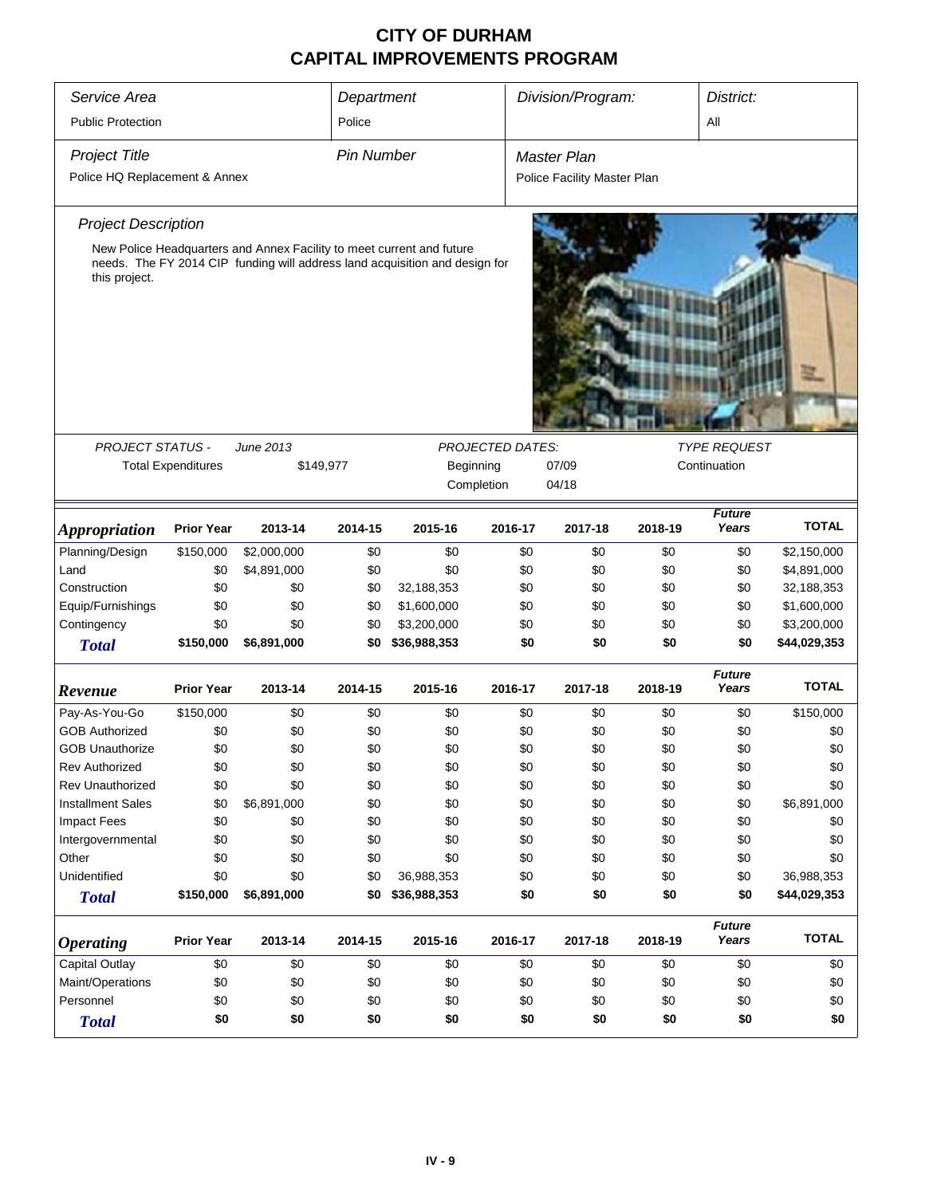# CITY OF DURHAM
# CAPITAL IMPROVEMENTS PROGRAM

| *Service Area* | *Department* | *Division/Program:* | *District:* |
|---|---|---|---|
| Public Protection | Police | | All |

| *Project Title* | *Pin Number* | *Master Plan* |
|---|---|---|
| Police HQ Replacement & Annex | | Police Facility Master Plan |

*Project Description*

New Police Headquarters and Annex Facility to meet current and future needs. The FY 2014 CIP funding will address land acquisition and design for this project.

| *PROJECT STATUS -* | *June 2013* | *PROJECTED DATES:* | | *TYPE REQUEST* |
|---|---|---|---|---|
| Total Expenditures | $149,977 | Beginning | 07/09 | Continuation |
| | | Completion | 04/18 | |

| *Appropriation* | Prior Year | 2013-14 | 2014-15 | 2015-16 | 2016-17 | 2017-18 | 2018-19 | *Future Years* | TOTAL |
|---|---|---|---|---|---|---|---|---|---|
| Planning/Design | $150,000 | $2,000,000 | $0 | $0 | $0 | $0 | $0 | $0 | $2,150,000 |
| Land | $0 | $4,891,000 | $0 | $0 | $0 | $0 | $0 | $0 | $4,891,000 |
| Construction | $0 | $0 | $0 | 32,188,353 | $0 | $0 | $0 | $0 | 32,188,353 |
| Equip/Furnishings | $0 | $0 | $0 | $1,600,000 | $0 | $0 | $0 | $0 | $1,600,000 |
| Contingency | $0 | $0 | $0 | $3,200,000 | $0 | $0 | $0 | $0 | $3,200,000 |
| **Total** | **$150,000** | **$6,891,000** | **$0** | **$36,988,353** | **$0** | **$0** | **$0** | **$0** | **$44,029,353** |

| *Revenue* | Prior Year | 2013-14 | 2014-15 | 2015-16 | 2016-17 | 2017-18 | 2018-19 | *Future Years* | TOTAL |
|---|---|---|---|---|---|---|---|---|---|
| Pay-As-You-Go | $150,000 | $0 | $0 | $0 | $0 | $0 | $0 | $0 | $150,000 |
| GOB Authorized | $0 | $0 | $0 | $0 | $0 | $0 | $0 | $0 | $0 |
| GOB Unauthorize | $0 | $0 | $0 | $0 | $0 | $0 | $0 | $0 | $0 |
| Rev Authorized | $0 | $0 | $0 | $0 | $0 | $0 | $0 | $0 | $0 |
| Rev Unauthorized | $0 | $0 | $0 | $0 | $0 | $0 | $0 | $0 | $0 |
| Installment Sales | $0 | $6,891,000 | $0 | $0 | $0 | $0 | $0 | $0 | $6,891,000 |
| Impact Fees | $0 | $0 | $0 | $0 | $0 | $0 | $0 | $0 | $0 |
| Intergovernmental | $0 | $0 | $0 | $0 | $0 | $0 | $0 | $0 | $0 |
| Other | $0 | $0 | $0 | $0 | $0 | $0 | $0 | $0 | $0 |
| Unidentified | $0 | $0 | $0 | 36,988,353 | $0 | $0 | $0 | $0 | 36,988,353 |
| **Total** | **$150,000** | **$6,891,000** | **$0** | **$36,988,353** | **$0** | **$0** | **$0** | **$0** | **$44,029,353** |

| *Operating* | Prior Year | 2013-14 | 2014-15 | 2015-16 | 2016-17 | 2017-18 | 2018-19 | *Future Years* | TOTAL |
|---|---|---|---|---|---|---|---|---|---|
| Capital Outlay | $0 | $0 | $0 | $0 | $0 | $0 | $0 | $0 | $0 |
| Maint/Operations | $0 | $0 | $0 | $0 | $0 | $0 | $0 | $0 | $0 |
| Personnel | $0 | $0 | $0 | $0 | $0 | $0 | $0 | $0 | $0 |
| **Total** | **$0** | **$0** | **$0** | **$0** | **$0** | **$0** | **$0** | **$0** | **$0** |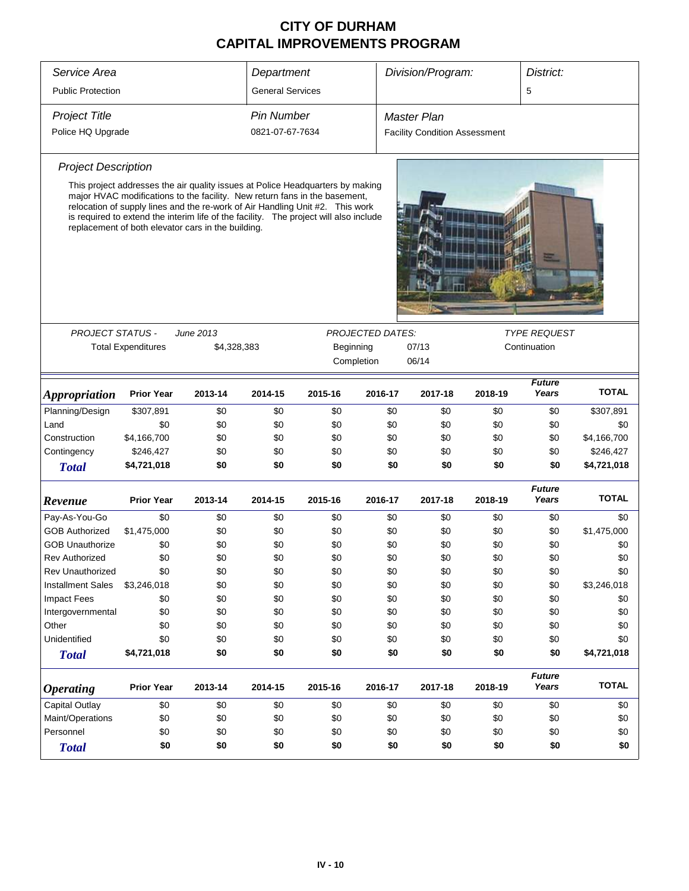# CITY OF DURHAM
# CAPITAL IMPROVEMENTS PROGRAM

| *Service Area* | *Department* | *Division/Program:* | *District:* |
|---|---|---|---|
| Public Protection | General Services | | 5 |

| *Project Title* | *Pin Number* | *Master Plan* |
|---|---|---|
| Police HQ Upgrade | 0821-07-67-7634 | Facility Condition Assessment |

### *Project Description*

This project addresses the air quality issues at Police Headquarters by making major HVAC modifications to the facility. New return fans in the basement, relocation of supply lines and the re-work of Air Handling Unit #2. This work is required to extend the interim life of the facility. The project will also include replacement of both elevator cars in the building.

| *PROJECT STATUS -* | *June 2013* | *PROJECTED DATES:* | | *TYPE REQUEST* |
|---|---|---|---|---|
| Total Expenditures | $4,328,383 | Beginning | 07/13 | Continuation |
| | | Completion | 06/14 | |

| ***Appropriation*** | **Prior Year** | **2013-14** | **2014-15** | **2015-16** | **2016-17** | **2017-18** | **2018-19** | ***Future Years*** | **TOTAL** |
|---|---|---|---|---|---|---|---|---|---|
| Planning/Design | $307,891 | $0 | $0 | $0 | $0 | $0 | $0 | $0 | $307,891 |
| Land | $0 | $0 | $0 | $0 | $0 | $0 | $0 | $0 | $0 |
| Construction | $4,166,700 | $0 | $0 | $0 | $0 | $0 | $0 | $0 | $4,166,700 |
| Contingency | $246,427 | $0 | $0 | $0 | $0 | $0 | $0 | $0 | $246,427 |
| ***Total*** | **$4,721,018** | **$0** | **$0** | **$0** | **$0** | **$0** | **$0** | **$0** | **$4,721,018** |

| ***Revenue*** | **Prior Year** | **2013-14** | **2014-15** | **2015-16** | **2016-17** | **2017-18** | **2018-19** | ***Future Years*** | **TOTAL** |
|---|---|---|---|---|---|---|---|---|---|
| Pay-As-You-Go | $0 | $0 | $0 | $0 | $0 | $0 | $0 | $0 | $0 |
| GOB Authorized | $1,475,000 | $0 | $0 | $0 | $0 | $0 | $0 | $0 | $1,475,000 |
| GOB Unauthorize | $0 | $0 | $0 | $0 | $0 | $0 | $0 | $0 | $0 |
| Rev Authorized | $0 | $0 | $0 | $0 | $0 | $0 | $0 | $0 | $0 |
| Rev Unauthorized | $0 | $0 | $0 | $0 | $0 | $0 | $0 | $0 | $0 |
| Installment Sales | $3,246,018 | $0 | $0 | $0 | $0 | $0 | $0 | $0 | $3,246,018 |
| Impact Fees | $0 | $0 | $0 | $0 | $0 | $0 | $0 | $0 | $0 |
| Intergovernmental | $0 | $0 | $0 | $0 | $0 | $0 | $0 | $0 | $0 |
| Other | $0 | $0 | $0 | $0 | $0 | $0 | $0 | $0 | $0 |
| Unidentified | $0 | $0 | $0 | $0 | $0 | $0 | $0 | $0 | $0 |
| ***Total*** | **$4,721,018** | **$0** | **$0** | **$0** | **$0** | **$0** | **$0** | **$0** | **$4,721,018** |

| ***Operating*** | **Prior Year** | **2013-14** | **2014-15** | **2015-16** | **2016-17** | **2017-18** | **2018-19** | ***Future Years*** | **TOTAL** |
|---|---|---|---|---|---|---|---|---|---|
| Capital Outlay | $0 | $0 | $0 | $0 | $0 | $0 | $0 | $0 | $0 |
| Maint/Operations | $0 | $0 | $0 | $0 | $0 | $0 | $0 | $0 | $0 |
| Personnel | $0 | $0 | $0 | $0 | $0 | $0 | $0 | $0 | $0 |
| ***Total*** | **$0** | **$0** | **$0** | **$0** | **$0** | **$0** | **$0** | **$0** | **$0** |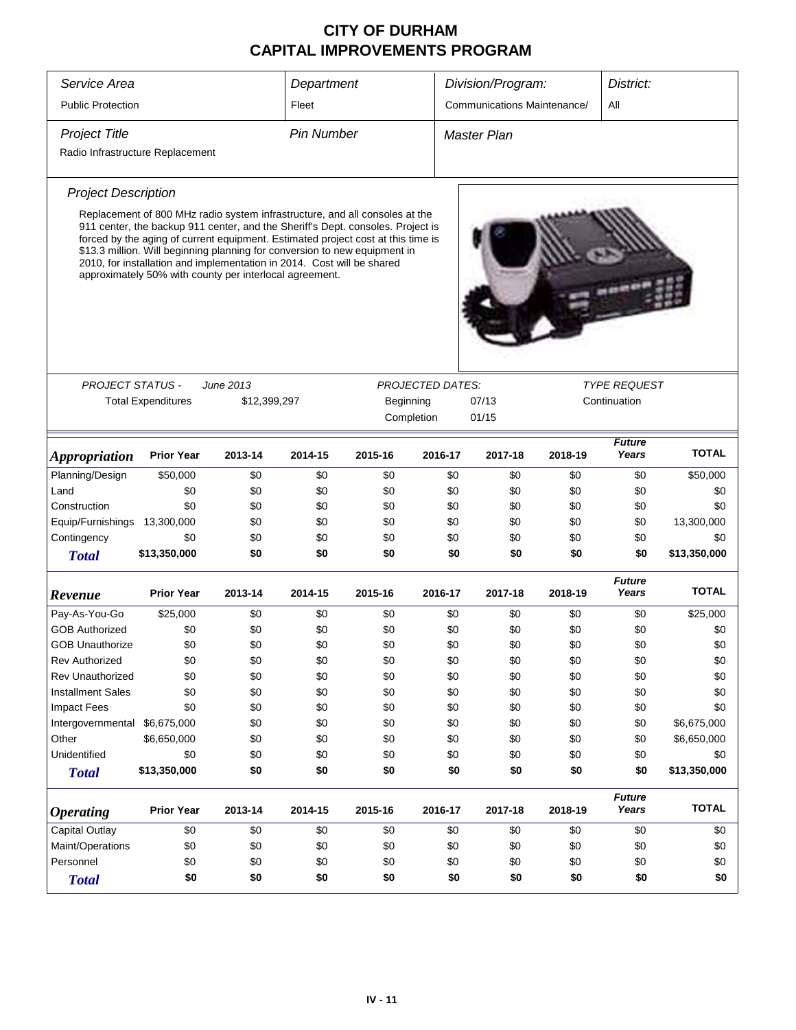# CITY OF DURHAM
# CAPITAL IMPROVEMENTS PROGRAM

| Service Area | Department | Division/Program: | District: |
|---|---|---|---|
| Public Protection | Fleet | Communications Maintenance/ | All |

| Project Title | Pin Number | Master Plan |
|---|---|---|
| Radio Infrastructure Replacement | | |

*Project Description*

Replacement of 800 MHz radio system infrastructure, and all consoles at the 911 center, the backup 911 center, and the Sheriff's Dept. consoles. Project is forced by the aging of current equipment. Estimated project cost at this time is $13.3 million. Will beginning planning for conversion to new equipment in 2010, for installation and implementation in 2014. Cost will be shared approximately 50% with county per interlocal agreement.

| PROJECT STATUS - | June 2013 | PROJECTED DATES: | | TYPE REQUEST |
|---|---|---|---|---|
| Total Expenditures | $12,399,297 | Beginning | 07/13 | Continuation |
| | | Completion | 01/15 | |

| *Appropriation* | Prior Year | 2013-14 | 2014-15 | 2015-16 | 2016-17 | 2017-18 | 2018-19 | Future Years | TOTAL |
|---|---|---|---|---|---|---|---|---|---|
| Planning/Design | $50,000 | $0 | $0 | $0 | $0 | $0 | $0 | $0 | $50,000 |
| Land | $0 | $0 | $0 | $0 | $0 | $0 | $0 | $0 | $0 |
| Construction | $0 | $0 | $0 | $0 | $0 | $0 | $0 | $0 | $0 |
| Equip/Furnishings | 13,300,000 | $0 | $0 | $0 | $0 | $0 | $0 | $0 | 13,300,000 |
| Contingency | $0 | $0 | $0 | $0 | $0 | $0 | $0 | $0 | $0 |
| **Total** | **$13,350,000** | **$0** | **$0** | **$0** | **$0** | **$0** | **$0** | **$0** | **$13,350,000** |

| *Revenue* | Prior Year | 2013-14 | 2014-15 | 2015-16 | 2016-17 | 2017-18 | 2018-19 | Future Years | TOTAL |
|---|---|---|---|---|---|---|---|---|---|
| Pay-As-You-Go | $25,000 | $0 | $0 | $0 | $0 | $0 | $0 | $0 | $25,000 |
| GOB Authorized | $0 | $0 | $0 | $0 | $0 | $0 | $0 | $0 | $0 |
| GOB Unauthorize | $0 | $0 | $0 | $0 | $0 | $0 | $0 | $0 | $0 |
| Rev Authorized | $0 | $0 | $0 | $0 | $0 | $0 | $0 | $0 | $0 |
| Rev Unauthorized | $0 | $0 | $0 | $0 | $0 | $0 | $0 | $0 | $0 |
| Installment Sales | $0 | $0 | $0 | $0 | $0 | $0 | $0 | $0 | $0 |
| Impact Fees | $0 | $0 | $0 | $0 | $0 | $0 | $0 | $0 | $0 |
| Intergovernmental | $6,675,000 | $0 | $0 | $0 | $0 | $0 | $0 | $0 | $6,675,000 |
| Other | $6,650,000 | $0 | $0 | $0 | $0 | $0 | $0 | $0 | $6,650,000 |
| Unidentified | $0 | $0 | $0 | $0 | $0 | $0 | $0 | $0 | $0 |
| **Total** | **$13,350,000** | **$0** | **$0** | **$0** | **$0** | **$0** | **$0** | **$0** | **$13,350,000** |

| *Operating* | Prior Year | 2013-14 | 2014-15 | 2015-16 | 2016-17 | 2017-18 | 2018-19 | Future Years | TOTAL |
|---|---|---|---|---|---|---|---|---|---|
| Capital Outlay | $0 | $0 | $0 | $0 | $0 | $0 | $0 | $0 | $0 |
| Maint/Operations | $0 | $0 | $0 | $0 | $0 | $0 | $0 | $0 | $0 |
| Personnel | $0 | $0 | $0 | $0 | $0 | $0 | $0 | $0 | $0 |
| **Total** | **$0** | **$0** | **$0** | **$0** | **$0** | **$0** | **$0** | **$0** | **$0** |